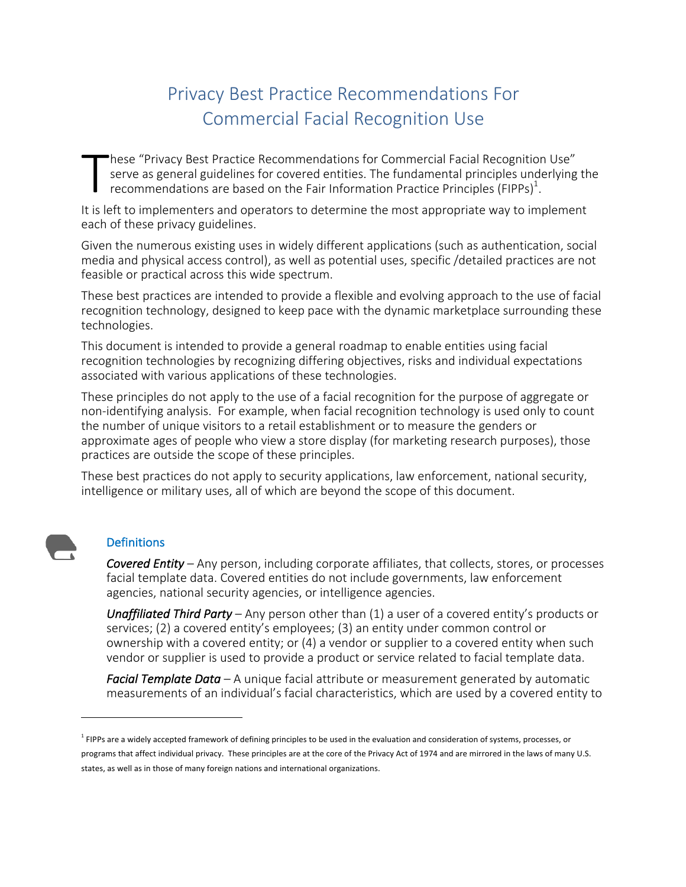# Privacy Best Practice Recommendations For Commercial Facial Recognition Use

These "Privacy Best Practice Recommendations for Commercial Facial Recognition Use" serve as general guidelines for covered entities. The fundamental principles underlying the recommendations are based on the Fair Information Practice Principles (FIPPs)[1].

It is left to implementers and operators to determine the most appropriate way to implement each of these privacy guidelines.

Given the numerous existing uses in widely different applications (such as authentication, social media and physical access control), as well as potential uses, specific /detailed practices are not feasible or practical across this wide spectrum.

These best practices are intended to provide a flexible and evolving approach to the use of facial recognition technology, designed to keep pace with the dynamic marketplace surrounding these technologies.

This document is intended to provide a general roadmap to enable entities using facial recognition technologies by recognizing differing objectives, risks and individual expectations associated with various applications of these technologies.

These principles do not apply to the use of a facial recognition for the purpose of aggregate or non-identifying analysis. For example, when facial recognition technology is used only to count the number of unique visitors to a retail establishment or to measure the genders or approximate ages of people who view a store display (for marketing research purposes), those practices are outside the scope of these principles.

These best practices do not apply to security applications, law enforcement, national security, intelligence or military uses, all of which are beyond the scope of this document.

## Definitions

***Covered Entity*** – Any person, including corporate affiliates, that collects, stores, or processes facial template data. Covered entities do not include governments, law enforcement agencies, national security agencies, or intelligence agencies.

***Unaffiliated Third Party*** – Any person other than (1) a user of a covered entity's products or services; (2) a covered entity's employees; (3) an entity under common control or ownership with a covered entity; or (4) a vendor or supplier to a covered entity when such vendor or supplier is used to provide a product or service related to facial template data.

***Facial Template Data*** – A unique facial attribute or measurement generated by automatic measurements of an individual's facial characteristics, which are used by a covered entity to

[1] FIPPs are a widely accepted framework of defining principles to be used in the evaluation and consideration of systems, processes, or programs that affect individual privacy. These principles are at the core of the Privacy Act of 1974 and are mirrored in the laws of many U.S. states, as well as in those of many foreign nations and international organizations.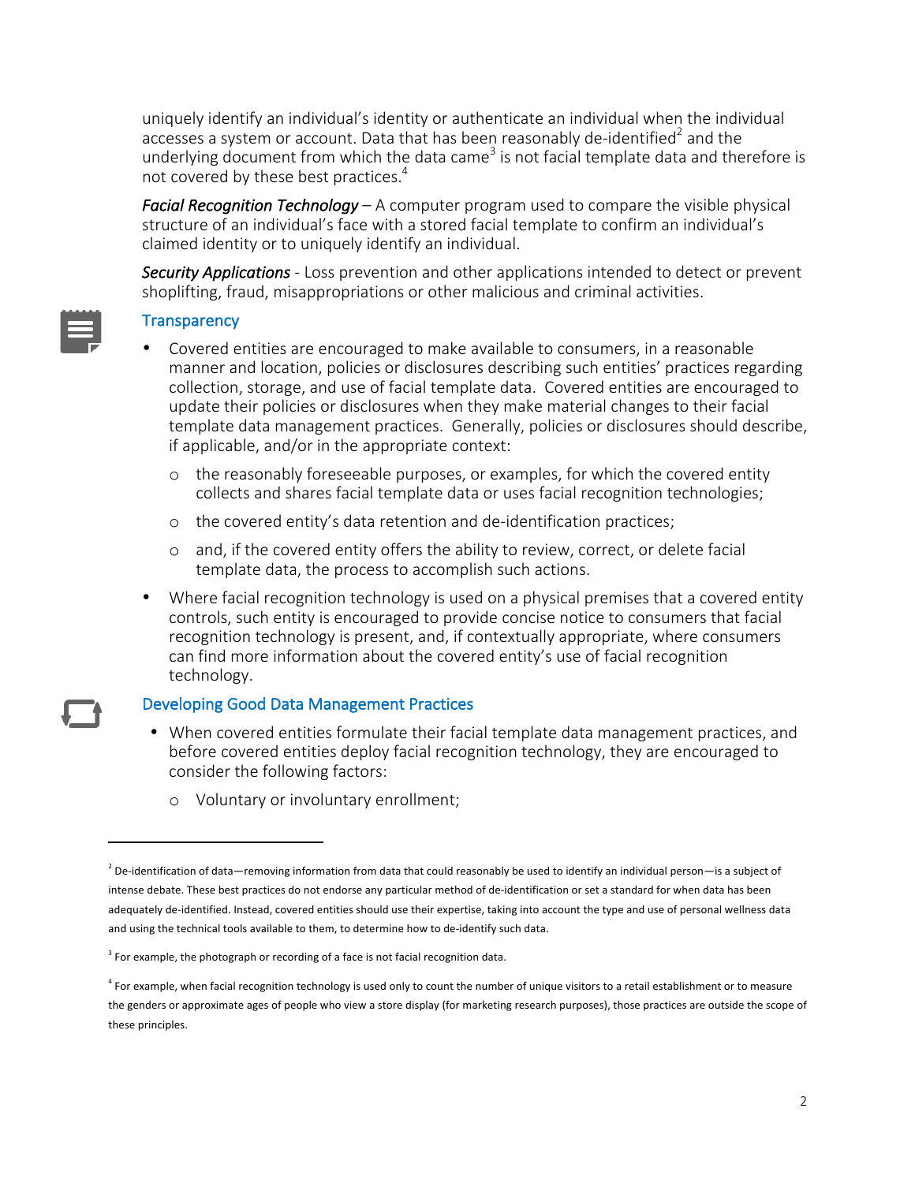uniquely identify an individual's identity or authenticate an individual when the individual accesses a system or account. Data that has been reasonably de-identified[2] and the underlying document from which the data came[3] is not facial template data and therefore is not covered by these best practices.[4]

***Facial Recognition Technology*** – A computer program used to compare the visible physical structure of an individual's face with a stored facial template to confirm an individual's claimed identity or to uniquely identify an individual.

***Security Applications*** - Loss prevention and other applications intended to detect or prevent shoplifting, fraud, misappropriations or other malicious and criminal activities.

## Transparency

- Covered entities are encouraged to make available to consumers, in a reasonable manner and location, policies or disclosures describing such entities' practices regarding collection, storage, and use of facial template data. Covered entities are encouraged to update their policies or disclosures when they make material changes to their facial template data management practices. Generally, policies or disclosures should describe, if applicable, and/or in the appropriate context:
  - the reasonably foreseeable purposes, or examples, for which the covered entity collects and shares facial template data or uses facial recognition technologies;
  - the covered entity's data retention and de-identification practices;
  - and, if the covered entity offers the ability to review, correct, or delete facial template data, the process to accomplish such actions.
- Where facial recognition technology is used on a physical premises that a covered entity controls, such entity is encouraged to provide concise notice to consumers that facial recognition technology is present, and, if contextually appropriate, where consumers can find more information about the covered entity's use of facial recognition technology.

## Developing Good Data Management Practices

- When covered entities formulate their facial template data management practices, and before covered entities deploy facial recognition technology, they are encouraged to consider the following factors:
  - Voluntary or involuntary enrollment;

---

[2] De-identification of data—removing information from data that could reasonably be used to identify an individual person—is a subject of intense debate. These best practices do not endorse any particular method of de-identification or set a standard for when data has been adequately de-identified. Instead, covered entities should use their expertise, taking into account the type and use of personal wellness data and using the technical tools available to them, to determine how to de-identify such data.

[3] For example, the photograph or recording of a face is not facial recognition data.

[4] For example, when facial recognition technology is used only to count the number of unique visitors to a retail establishment or to measure the genders or approximate ages of people who view a store display (for marketing research purposes), those practices are outside the scope of these principles.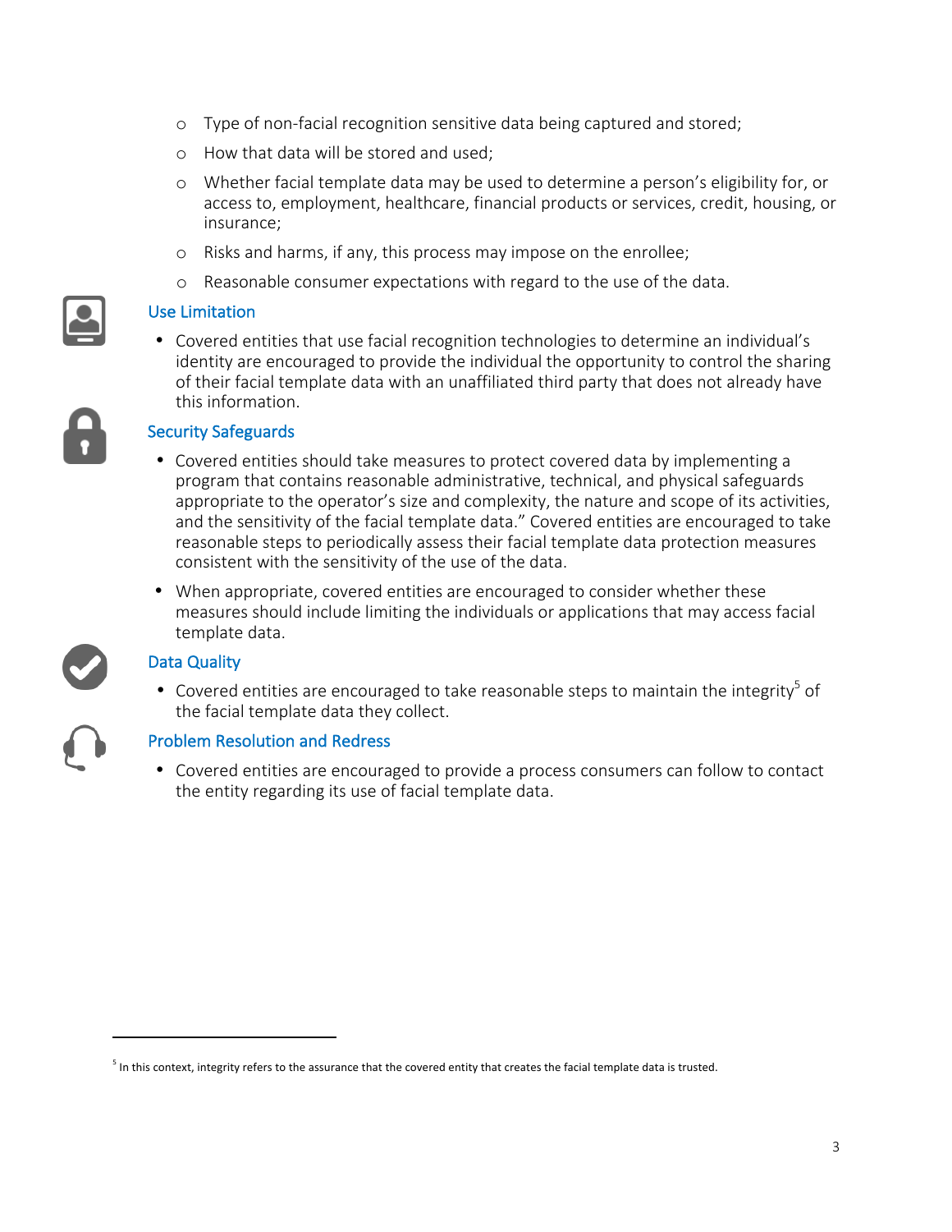- Type of non-facial recognition sensitive data being captured and stored;
  - How that data will be stored and used;
  - Whether facial template data may be used to determine a person's eligibility for, or access to, employment, healthcare, financial products or services, credit, housing, or insurance;
  - Risks and harms, if any, this process may impose on the enrollee;
  - Reasonable consumer expectations with regard to the use of the data.

### Use Limitation

- Covered entities that use facial recognition technologies to determine an individual's identity are encouraged to provide the individual the opportunity to control the sharing of their facial template data with an unaffiliated third party that does not already have this information.

### Security Safeguards

- Covered entities should take measures to protect covered data by implementing a program that contains reasonable administrative, technical, and physical safeguards appropriate to the operator's size and complexity, the nature and scope of its activities, and the sensitivity of the facial template data." Covered entities are encouraged to take reasonable steps to periodically assess their facial template data protection measures consistent with the sensitivity of the use of the data.
- When appropriate, covered entities are encouraged to consider whether these measures should include limiting the individuals or applications that may access facial template data.

### Data Quality

- Covered entities are encouraged to take reasonable steps to maintain the integrity[5] of the facial template data they collect.

### Problem Resolution and Redress

- Covered entities are encouraged to provide a process consumers can follow to contact the entity regarding its use of facial template data.

---

[5] In this context, integrity refers to the assurance that the covered entity that creates the facial template data is trusted.